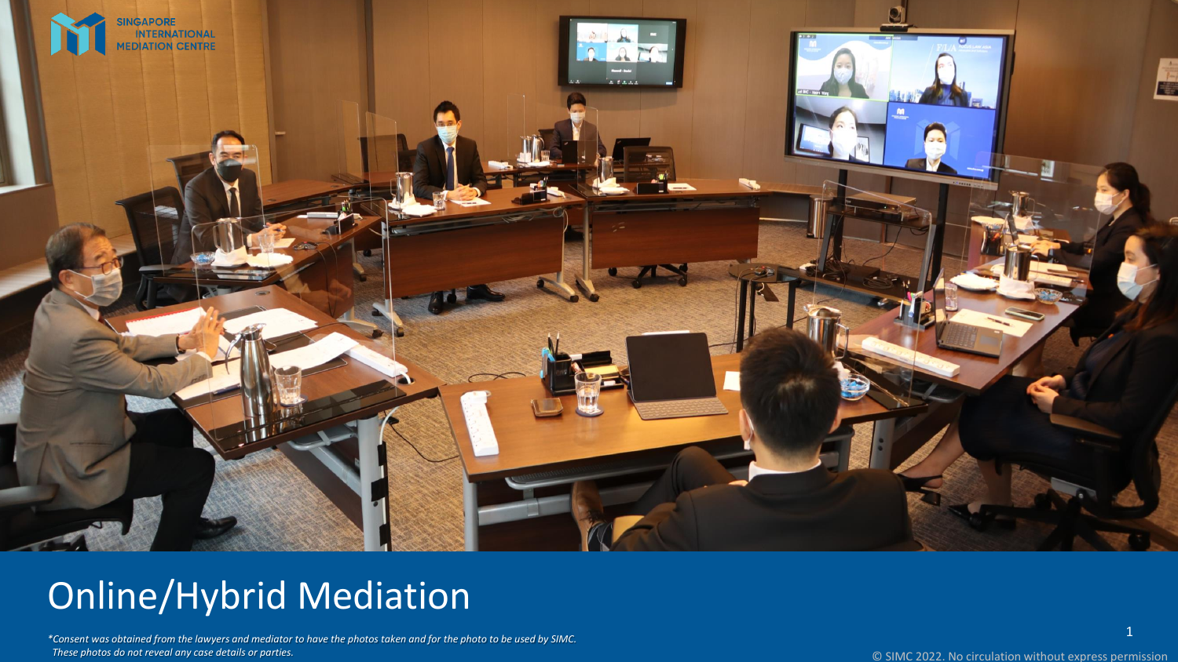# Online/Hybrid Mediation

*\*Consent was obtained from the lawyers and mediator to have the photos taken and for the photo to be used by SIMC. These photos do not reveal any case details or parties.*

© SIMC 2022. No circulation without express permission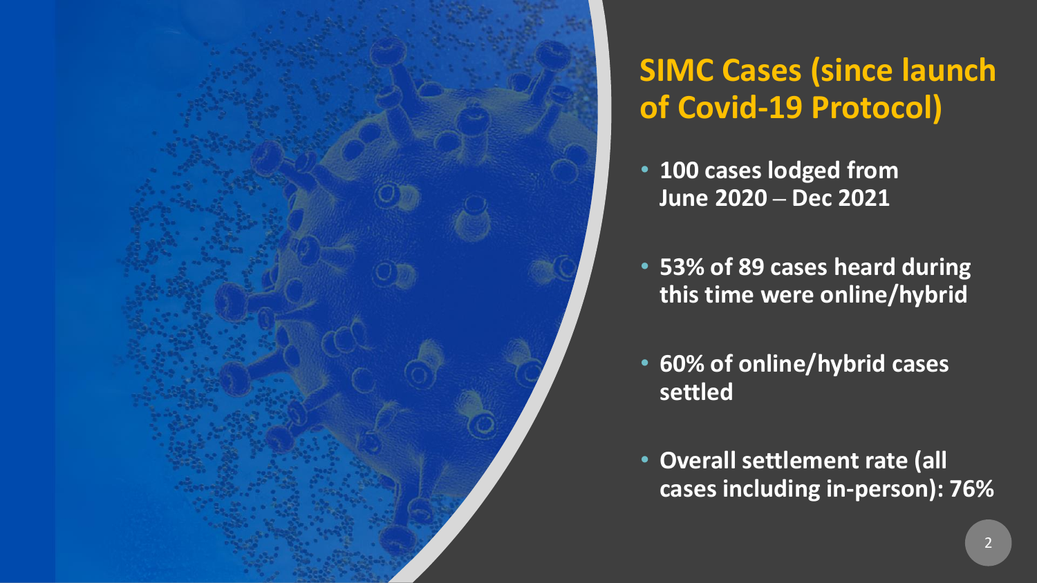# SIMC Cases (since launch of Covid-19 Protocol)

- **100 cases lodged from June 2020 – Dec 2021**
- **53% of 89 cases heard during this time were online/hybrid**
- **60% of online/hybrid cases settled**
- **Overall settlement rate (all cases including in-person): 76%**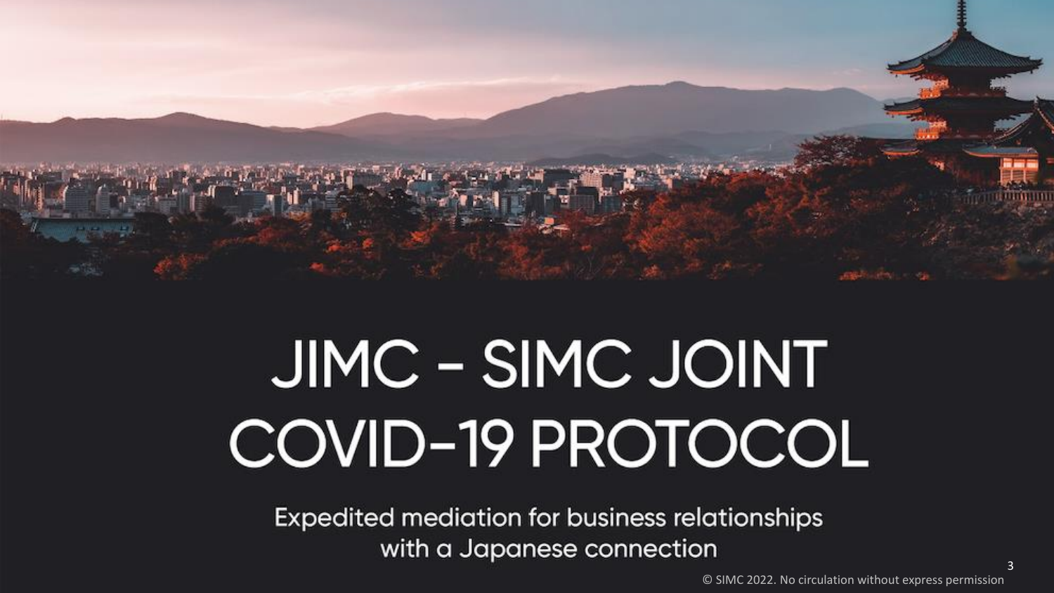# JIMC - SIMC JOINT COVID-19 PROTOCOL

Expedited mediation for business relationships with a Japanese connection

© SIMC 2022. No circulation without express permission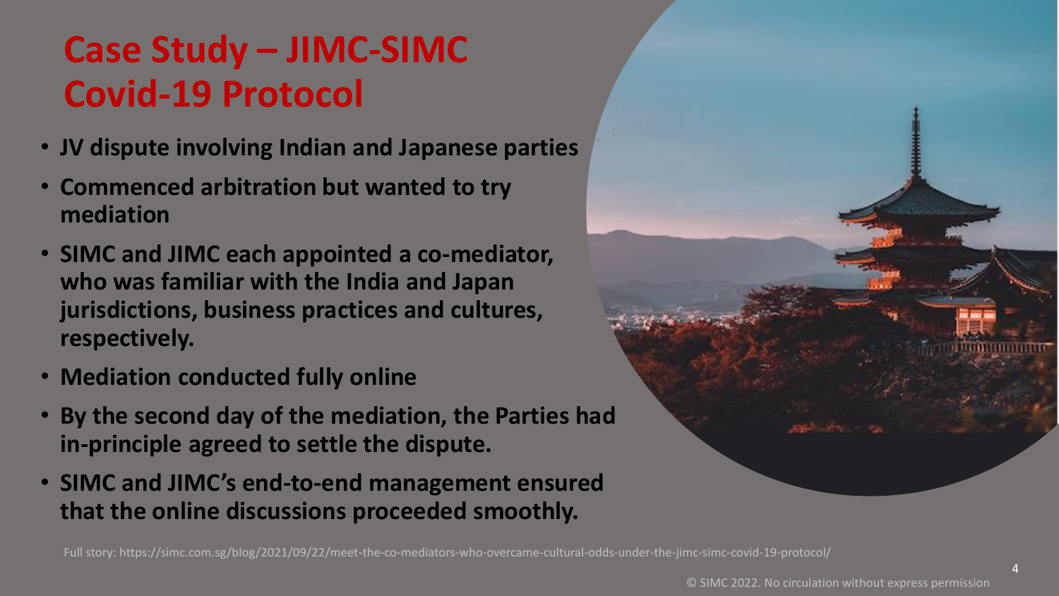# Case Study – JIMC-SIMC Covid-19 Protocol

- **JV dispute involving Indian and Japanese parties**
- **Commenced arbitration but wanted to try mediation**
- **SIMC and JIMC each appointed a co-mediator, who was familiar with the India and Japan jurisdictions, business practices and cultures, respectively.**
- **Mediation conducted fully online**
- **By the second day of the mediation, the Parties had in-principle agreed to settle the dispute.**
- **SIMC and JIMC's end-to-end management ensured that the online discussions proceeded smoothly.**

Full story: https://simc.com.sg/blog/2021/09/22/meet-the-co-mediators-who-overcame-cultural-odds-under-the-jimc-simc-covid-19-protocol/

© SIMC 2022. No circulation without express permission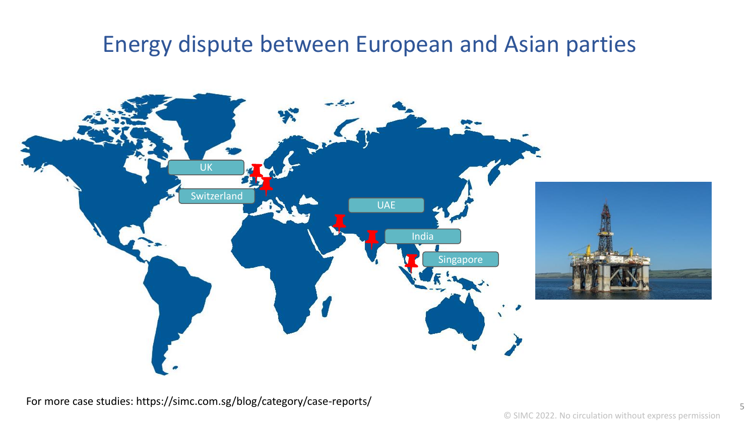# Energy dispute between European and Asian parties

UK

Switzerland

UAE

India

Singapore

For more case studies: https://simc.com.sg/blog/category/case-reports/

© SIMC 2022. No circulation without express permission